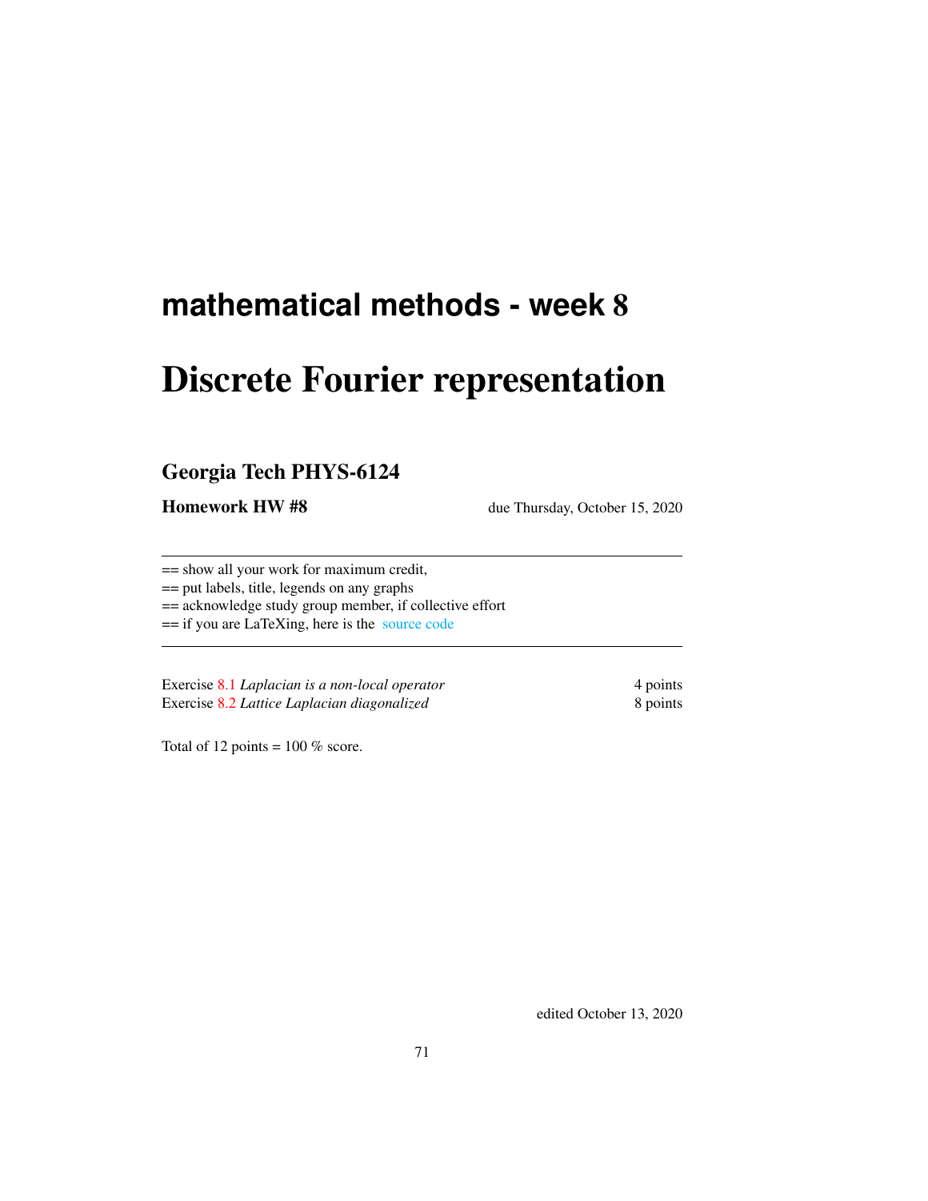# mathematical methods - week 8

# Discrete Fourier representation

## Georgia Tech PHYS-6124

**Homework HW #8** due Thursday, October 15, 2020

---

== show all your work for maximum credit,
== put labels, title, legends on any graphs
== acknowledge study group member, if collective effort
== if you are LaTeXing, here is the source code

---

| | |
|---|---|
| Exercise 8.1 *Laplacian is a non-local operator* | 4 points |
| Exercise 8.2 *Lattice Laplacian diagonalized* | 8 points |

Total of 12 points = 100 % score.

edited October 13, 2020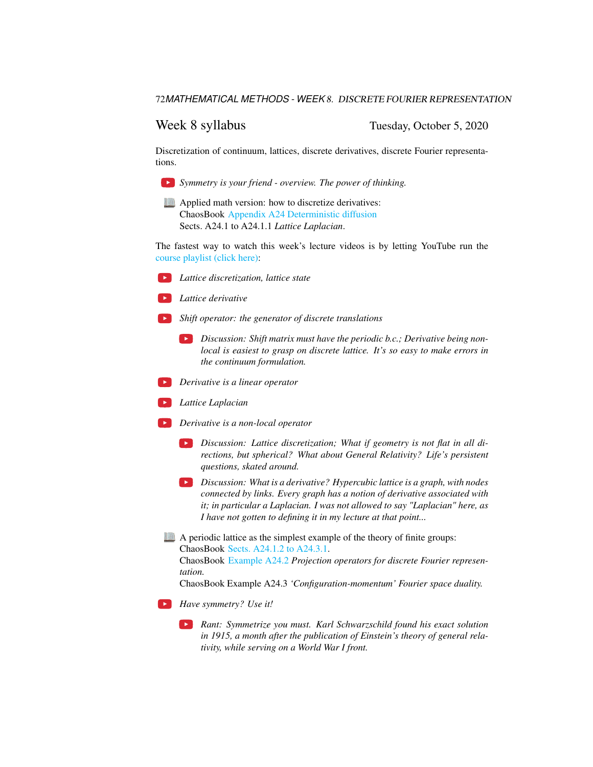## Week 8 syllabus

Tuesday, October 5, 2020

Discretization of continuum, lattices, discrete derivatives, discrete Fourier representations.

- *Symmetry is your friend - overview. The power of thinking.*
- Applied math version: how to discretize derivatives:
  ChaosBook Appendix A24 Deterministic diffusion
  Sects. A24.1 to A24.1.1 *Lattice Laplacian*.

The fastest way to watch this week's lecture videos is by letting YouTube run the course playlist (click here):

- *Lattice discretization, lattice state*
- *Lattice derivative*
- *Shift operator: the generator of discrete translations*
  - *Discussion: Shift matrix must have the periodic b.c.; Derivative being non-local is easiest to grasp on discrete lattice. It's so easy to make errors in the continuum formulation.*
- *Derivative is a linear operator*
- *Lattice Laplacian*
- *Derivative is a non-local operator*
  - *Discussion: Lattice discretization; What if geometry is not flat in all directions, but spherical? What about General Relativity? Life's persistent questions, skated around.*
  - *Discussion: What is a derivative? Hypercubic lattice is a graph, with nodes connected by links. Every graph has a notion of derivative associated with it; in particular a Laplacian. I was not allowed to say "Laplacian" here, as I have not gotten to defining it in my lecture at that point...*
- A periodic lattice as the simplest example of the theory of finite groups:
  ChaosBook Sects. A24.1.2 to A24.3.1.
  ChaosBook Example A24.2 *Projection operators for discrete Fourier representation.*
  ChaosBook Example A24.3 *'Configuration-momentum' Fourier space duality.*
- *Have symmetry? Use it!*
  - *Rant: Symmetrize you must. Karl Schwarzschild found his exact solution in 1915, a month after the publication of Einstein's theory of general relativity, while serving on a World War I front.*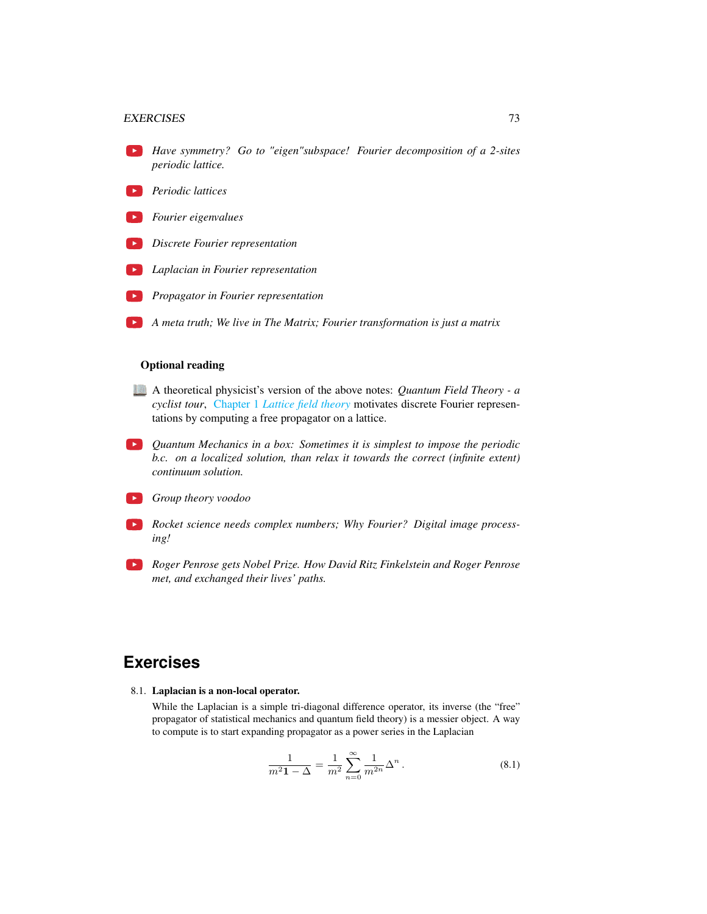- *Have symmetry? Go to "eigen"subspace! Fourier decomposition of a 2-sites periodic lattice.*
- *Periodic lattices*
- *Fourier eigenvalues*
- *Discrete Fourier representation*
- *Laplacian in Fourier representation*
- *Propagator in Fourier representation*
- *A meta truth; We live in The Matrix; Fourier transformation is just a matrix*

### Optional reading

- A theoretical physicist's version of the above notes: *Quantum Field Theory - a cyclist tour*, Chapter 1 *Lattice field theory* motivates discrete Fourier representations by computing a free propagator on a lattice.
- *Quantum Mechanics in a box: Sometimes it is simplest to impose the periodic b.c. on a localized solution, than relax it towards the correct (infinite extent) continuum solution.*
- *Group theory voodoo*
- *Rocket science needs complex numbers; Why Fourier? Digital image processing!*
- *Roger Penrose gets Nobel Prize. How David Ritz Finkelstein and Roger Penrose met, and exchanged their lives' paths.*

## Exercises

8.1. **Laplacian is a non-local operator.**

While the Laplacian is a simple tri-diagonal difference operator, its inverse (the "free" propagator of statistical mechanics and quantum field theory) is a messier object. A way to compute is to start expanding propagator as a power series in the Laplacian

$$\frac{1}{m^2\mathbf{1} - \Delta} = \frac{1}{m^2}\sum_{n=0}^{\infty}\frac{1}{m^{2n}}\Delta^n\,. \tag{8.1}$$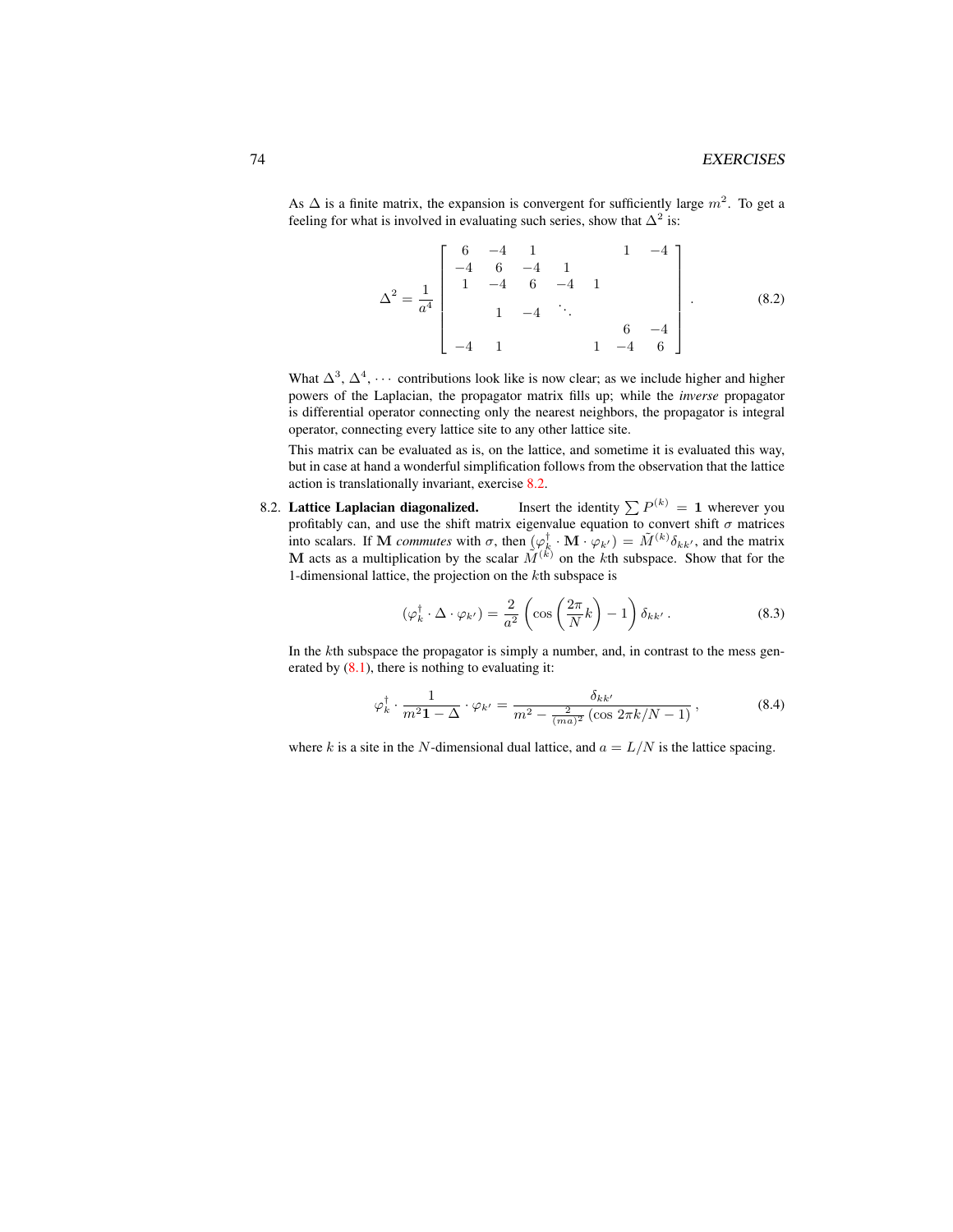As $\Delta$ is a finite matrix, the expansion is convergent for sufficiently large $m^2$. To get a feeling for what is involved in evaluating such series, show that $\Delta^2$ is:

$$\Delta^2 = \frac{1}{a^4}\begin{bmatrix} 6 & -4 & 1 & & & 1 & -4 \\ -4 & 6 & -4 & 1 & & & \\ 1 & -4 & 6 & -4 & 1 & & \\ & 1 & -4 & \ddots & & & \\ & & & & & 6 & -4 \\ -4 & 1 & & & 1 & -4 & 6 \end{bmatrix} . \tag{8.2}$$

What $\Delta^3$, $\Delta^4$, $\cdots$ contributions look like is now clear; as we include higher and higher powers of the Laplacian, the propagator matrix fills up; while the *inverse* propagator is differential operator connecting only the nearest neighbors, the propagator is integral operator, connecting every lattice site to any other lattice site.

This matrix can be evaluated as is, on the lattice, and sometime it is evaluated this way, but in case at hand a wonderful simplification follows from the observation that the lattice action is translationally invariant, exercise 8.2.

8.2. **Lattice Laplacian diagonalized.** Insert the identity $\sum P^{(k)} = \mathbf{1}$ wherever you profitably can, and use the shift matrix eigenvalue equation to convert shift $\sigma$ matrices into scalars. If $\mathbf{M}$ *commutes* with $\sigma$, then $(\varphi_k^\dagger \cdot \mathbf{M} \cdot \varphi_{k'}) = \tilde{M}^{(k)}\delta_{kk'}$, and the matrix $\mathbf{M}$ acts as a multiplication by the scalar $\tilde{M}^{(k)}$ on the $k$th subspace. Show that for the 1-dimensional lattice, the projection on the $k$th subspace is

$$(\varphi_k^\dagger \cdot \Delta \cdot \varphi_{k'}) = \frac{2}{a^2}\left(\cos\left(\frac{2\pi}{N}k\right) - 1\right)\delta_{kk'} . \tag{8.3}$$

In the $k$th subspace the propagator is simply a number, and, in contrast to the mess generated by (8.1), there is nothing to evaluating it:

$$\varphi_k^\dagger \cdot \frac{1}{m^2\mathbf{1} - \Delta} \cdot \varphi_{k'} = \frac{\delta_{kk'}}{m^2 - \frac{2}{(ma)^2}\left(\cos 2\pi k/N - 1\right)} , \tag{8.4}$$

where $k$ is a site in the $N$-dimensional dual lattice, and $a = L/N$ is the lattice spacing.